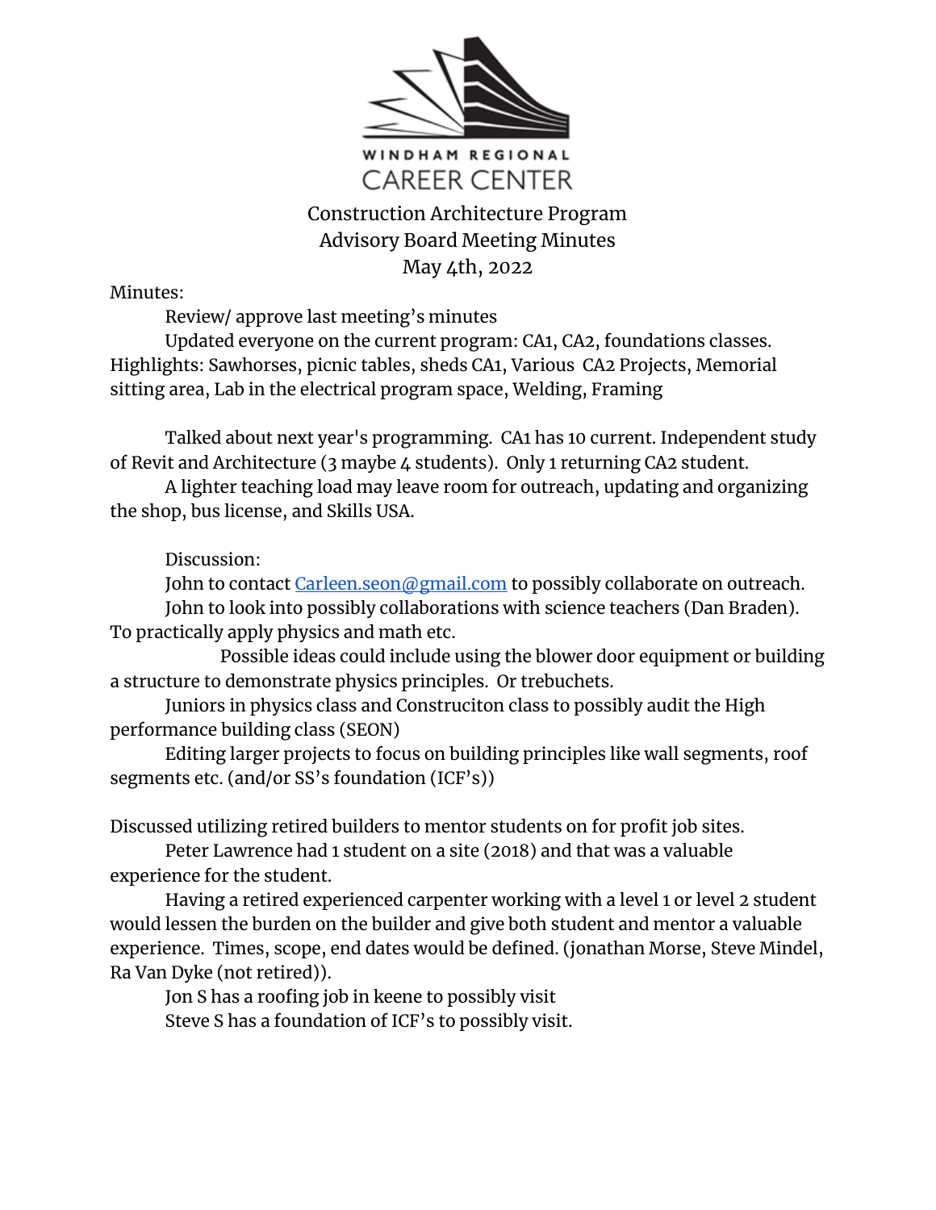WINDHAM REGIONAL
CAREER CENTER

# Construction Architecture Program
## Advisory Board Meeting Minutes
### May 4th, 2022

Minutes:

Review/ approve last meeting's minutes

Updated everyone on the current program: CA1, CA2, foundations classes. Highlights: Sawhorses, picnic tables, sheds CA1, Various CA2 Projects, Memorial sitting area, Lab in the electrical program space, Welding, Framing

Talked about next year's programming. CA1 has 10 current. Independent study of Revit and Architecture (3 maybe 4 students). Only 1 returning CA2 student.

A lighter teaching load may leave room for outreach, updating and organizing the shop, bus license, and Skills USA.

Discussion:

John to contact [Carleen.seon@gmail.com](mailto:Carleen.seon@gmail.com) to possibly collaborate on outreach.

John to look into possibly collaborations with science teachers (Dan Braden). To practically apply physics and math etc.

Possible ideas could include using the blower door equipment or building a structure to demonstrate physics principles. Or trebuchets.

Juniors in physics class and Construciton class to possibly audit the High performance building class (SEON)

Editing larger projects to focus on building principles like wall segments, roof segments etc. (and/or SS's foundation (ICF's))

Discussed utilizing retired builders to mentor students on for profit job sites.

Peter Lawrence had 1 student on a site (2018) and that was a valuable experience for the student.

Having a retired experienced carpenter working with a level 1 or level 2 student would lessen the burden on the builder and give both student and mentor a valuable experience. Times, scope, end dates would be defined. (jonathan Morse, Steve Mindel, Ra Van Dyke (not retired)).

Jon S has a roofing job in keene to possibly visit

Steve S has a foundation of ICF's to possibly visit.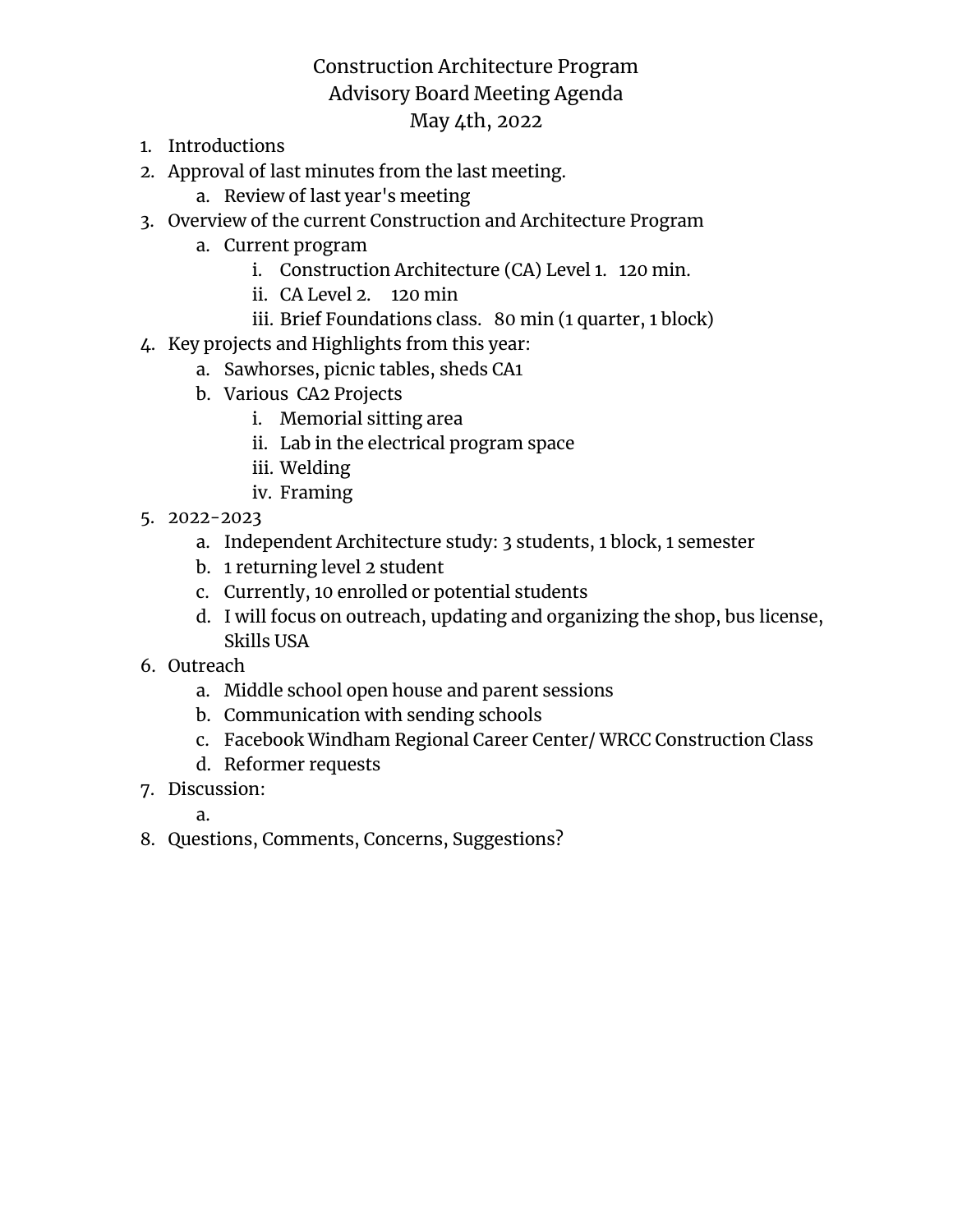# Construction Architecture Program
## Advisory Board Meeting Agenda
### May 4th, 2022

1. Introductions
2. Approval of last minutes from the last meeting.
    a. Review of last year's meeting
3. Overview of the current Construction and Architecture Program
    a. Current program
        i. Construction Architecture (CA) Level 1. 120 min.
        ii. CA Level 2. 120 min
        iii. Brief Foundations class. 80 min (1 quarter, 1 block)
4. Key projects and Highlights from this year:
    a. Sawhorses, picnic tables, sheds CA1
    b. Various CA2 Projects
        i. Memorial sitting area
        ii. Lab in the electrical program space
        iii. Welding
        iv. Framing
5. 2022-2023
    a. Independent Architecture study: 3 students, 1 block, 1 semester
    b. 1 returning level 2 student
    c. Currently, 10 enrolled or potential students
    d. I will focus on outreach, updating and organizing the shop, bus license, Skills USA
6. Outreach
    a. Middle school open house and parent sessions
    b. Communication with sending schools
    c. Facebook Windham Regional Career Center/ WRCC Construction Class
    d. Reformer requests
7. Discussion:
    a.
8. Questions, Comments, Concerns, Suggestions?